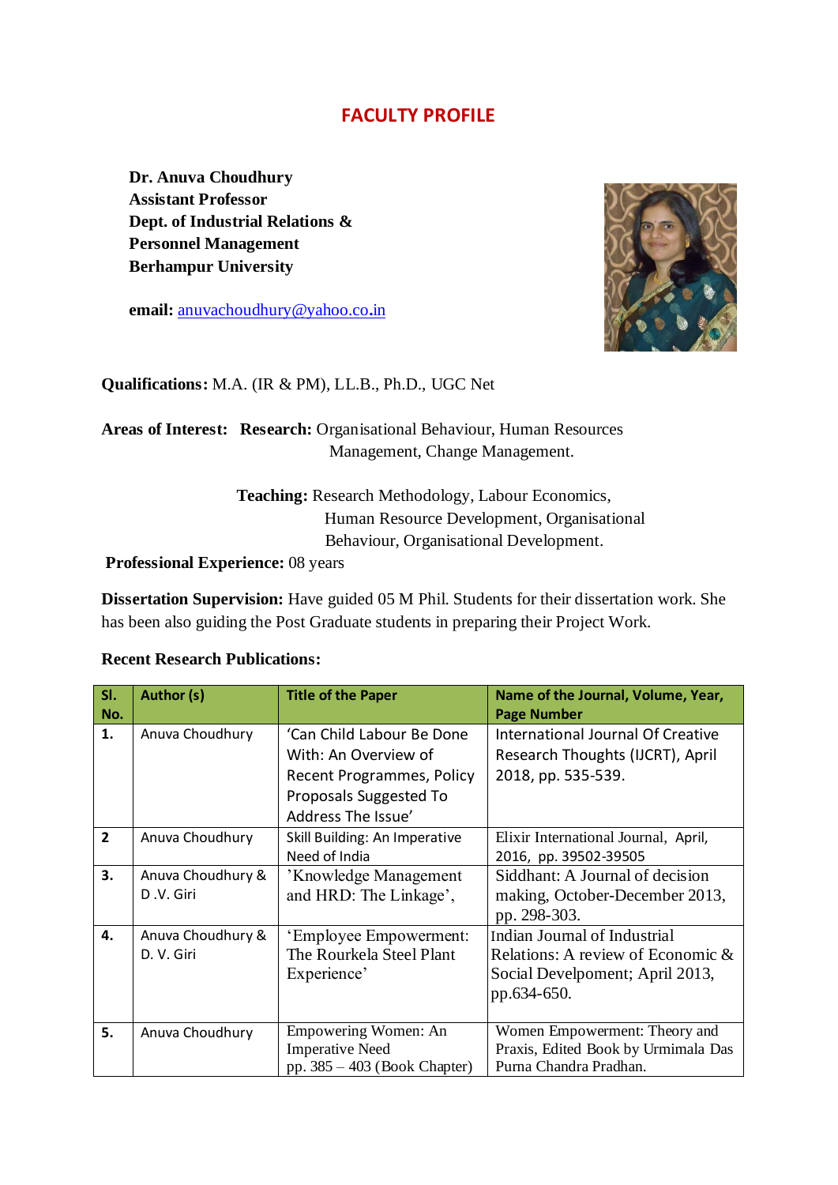# FACULTY PROFILE

**Dr. Anuva Choudhury**
**Assistant Professor**
**Dept. of Industrial Relations &**
**Personnel Management**
**Berhampur University**

**email:** anuvachoudhury@yahoo.co.in

**Qualifications:** M.A. (IR & PM), LL.B., Ph.D., UGC Net

**Areas of Interest:** **Research:** Organisational Behaviour, Human Resources Management, Change Management.

**Teaching:** Research Methodology, Labour Economics, Human Resource Development, Organisational Behaviour, Organisational Development.

**Professional Experience:** 08 years

**Dissertation Supervision:** Have guided 05 M Phil. Students for their dissertation work. She has been also guiding the Post Graduate students in preparing their Project Work.

**Recent Research Publications:**

| Sl. No. | Author (s) | Title of the Paper | Name of the Journal, Volume, Year, Page Number |
|---|---|---|---|
| 1. | Anuva Choudhury | 'Can Child Labour Be Done With: An Overview of Recent Programmes, Policy Proposals Suggested To Address The Issue' | International Journal Of Creative Research Thoughts (IJCRT), April 2018, pp. 535-539. |
| 2 | Anuva Choudhury | Skill Building: An Imperative Need of India | Elixir International Journal, April, 2016, pp. 39502-39505 |
| 3. | Anuva Choudhury & D .V. Giri | 'Knowledge Management and HRD: The Linkage', | Siddhant: A Journal of decision making, October-December 2013, pp. 298-303. |
| 4. | Anuva Choudhury & D. V. Giri | 'Employee Empowerment: The Rourkela Steel Plant Experience' | Indian Journal of Industrial Relations: A review of Economic & Social Develpoment; April 2013, pp.634-650. |
| 5. | Anuva Choudhury | Empowering Women: An Imperative Need pp. 385 – 403 (Book Chapter) | Women Empowerment: Theory and Praxis, Edited Book by Urmimala Das Purna Chandra Pradhan. |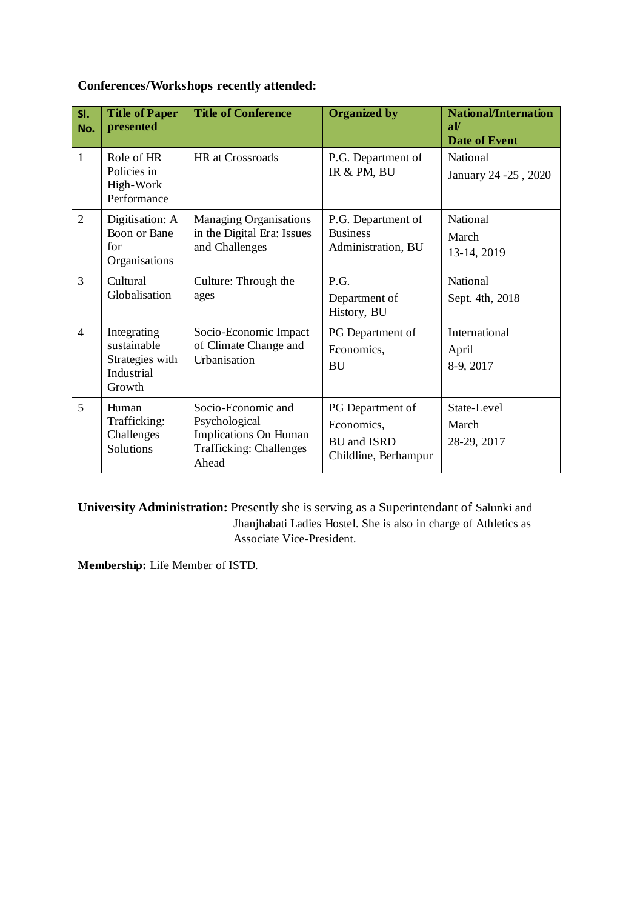**Conferences/Workshops recently attended:**

| Sl. No. | Title of Paper presented | Title of Conference | Organized by | National/International/ Date of Event |
|---|---|---|---|---|
| 1 | Role of HR Policies in High-Work Performance | HR at Crossroads | P.G. Department of IR & PM, BU | National January 24 -25 , 2020 |
| 2 | Digitisation: A Boon or Bane for Organisations | Managing Organisations in the Digital Era: Issues and Challenges | P.G. Department of Business Administration, BU | National March 13-14, 2019 |
| 3 | Cultural Globalisation | Culture: Through the ages | P.G. Department of History, BU | National Sept. 4th, 2018 |
| 4 | Integrating sustainable Strategies with Industrial Growth | Socio-Economic Impact of Climate Change and Urbanisation | PG Department of Economics, BU | International April 8-9, 2017 |
| 5 | Human Trafficking: Challenges Solutions | Socio-Economic and Psychological Implications On Human Trafficking: Challenges Ahead | PG Department of Economics, BU and ISRD Childline, Berhampur | State-Level March 28-29, 2017 |

**University Administration:** Presently she is serving as a Superintendant of Salunki and Jhanjhabati Ladies Hostel. She is also in charge of Athletics as Associate Vice-President.

**Membership:** Life Member of ISTD.